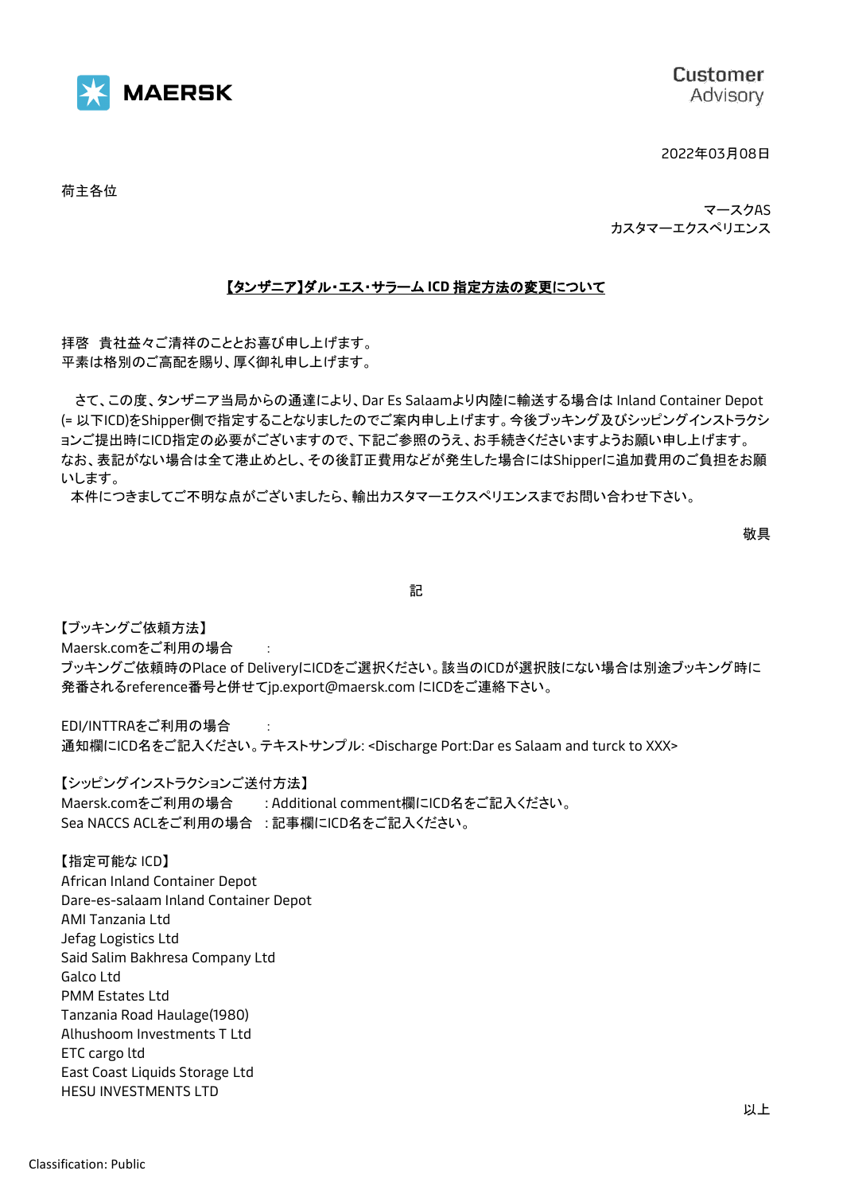MAERSK

Customer Advisory

2022年03月08日

荷主各位

マースクAS
カスタマーエクスペリエンス

## 【タンザニア】ダル・エス・サラーム ICD 指定方法の変更について

拝啓　貴社益々ご清祥のこととお喜び申し上げます。
平素は格別のご高配を賜り、厚く御礼申し上げます。

　さて、この度、タンザニア当局からの通達により、Dar Es Salaamより内陸に輸送する場合は Inland Container Depot (= 以下ICD)をShipper側で指定することなりましたのでご案内申し上げます。今後ブッキング及びシッピングインストラクションご提出時にICD指定の必要がございますので、下記ご参照のうえ、お手続きくださいますようお願い申し上げます。なお、表記がない場合は全て港止めとし、その後訂正費用などが発生した場合にはShipperに追加費用のご負担をお願いします。
　本件につきましてご不明な点がございましたら、輸出カスタマーエクスペリエンスまでお問い合わせ下さい。

敬具

記

【ブッキングご依頼方法】
Maersk.comをご利用の場合　　:
ブッキングご依頼時のPlace of DeliveryにICDをご選択ください。該当のICDが選択肢にない場合は別途ブッキング時に発番されるreference番号と併せてjp.export@maersk.com にICDをご連絡下さい。

EDI/INTTRAをご利用の場合　　:
通知欄にICD名をご記入ください。テキストサンプル: <Discharge Port:Dar es Salaam and turck to XXX>

【シッピングインストラクションご送付方法】
Maersk.comをご利用の場合　　: Additional comment欄にICD名をご記入ください。
Sea NACCS ACLをご利用の場合　: 記事欄にICD名をご記入ください。

【指定可能な ICD】
African Inland Container Depot
Dare-es-salaam Inland Container Depot
AMI Tanzania Ltd
Jefag Logistics Ltd
Said Salim Bakhresa Company Ltd
Galco Ltd
PMM Estates Ltd
Tanzania Road Haulage(1980)
Alhushoom Investments T Ltd
ETC cargo ltd
East Coast Liquids Storage Ltd
HESU INVESTMENTS LTD

以上

Classification: Public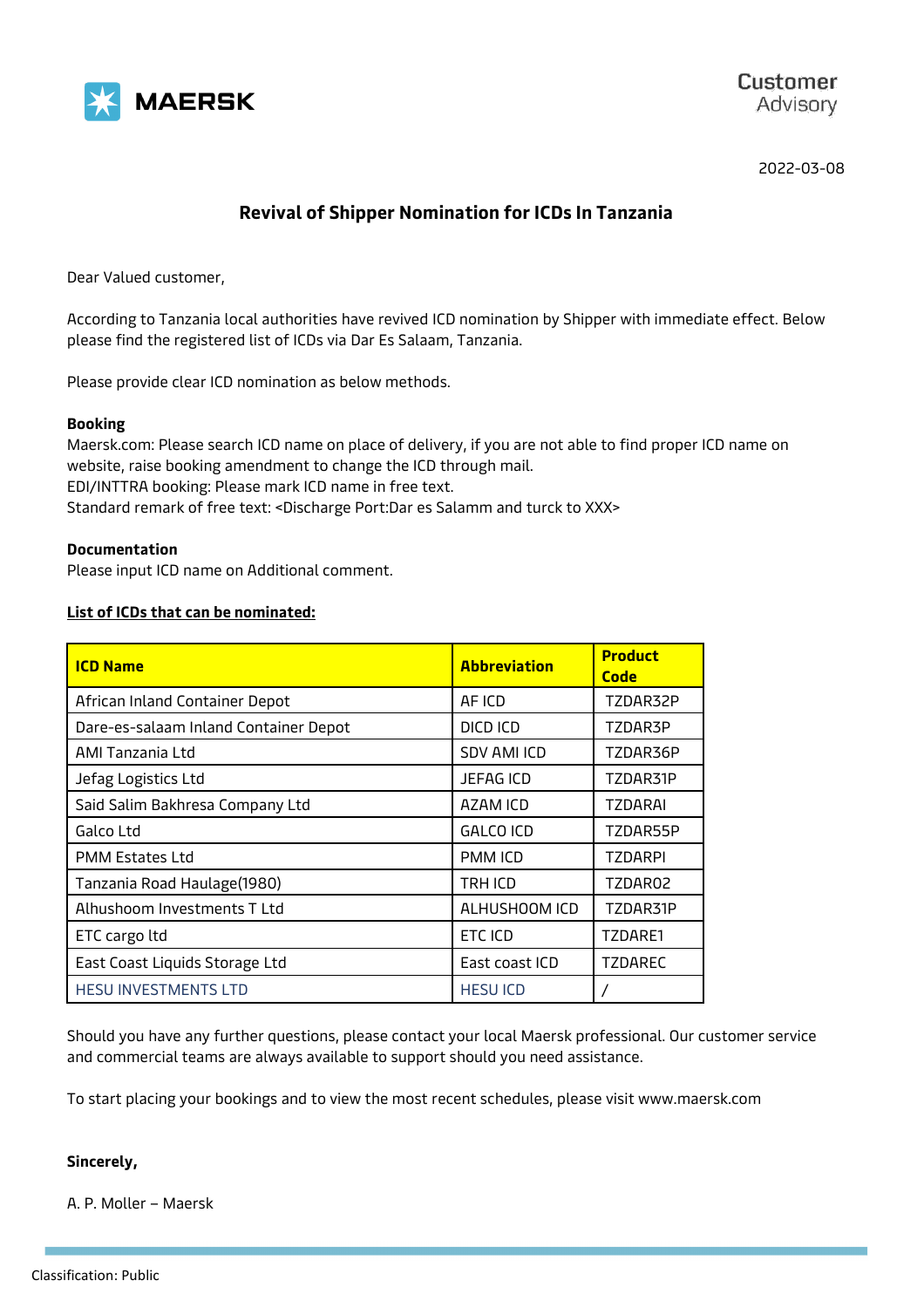Customer Advisory

2022-03-08

# Revival of Shipper Nomination for ICDs In Tanzania

Dear Valued customer,

According to Tanzania local authorities have revived ICD nomination by Shipper with immediate effect. Below please find the registered list of ICDs via Dar Es Salaam, Tanzania.

Please provide clear ICD nomination as below methods.

**Booking**
Maersk.com: Please search ICD name on place of delivery, if you are not able to find proper ICD name on website, raise booking amendment to change the ICD through mail.
EDI/INTTRA booking: Please mark ICD name in free text.
Standard remark of free text: <Discharge Port:Dar es Salamm and turck to XXX>

**Documentation**
Please input ICD name on Additional comment.

**List of ICDs that can be nominated:**

| ICD Name | Abbreviation | Product Code |
|---|---|---|
| African Inland Container Depot | AF ICD | TZDAR32P |
| Dare-es-salaam Inland Container Depot | DICD ICD | TZDAR3P |
| AMI Tanzania Ltd | SDV AMI ICD | TZDAR36P |
| Jefag Logistics Ltd | JEFAG ICD | TZDAR31P |
| Said Salim Bakhresa Company Ltd | AZAM ICD | TZDARAI |
| Galco Ltd | GALCO ICD | TZDAR55P |
| PMM Estates Ltd | PMM ICD | TZDARPI |
| Tanzania Road Haulage(1980) | TRH ICD | TZDAR02 |
| Alhushoom Investments T Ltd | ALHUSHOOM ICD | TZDAR31P |
| ETC cargo ltd | ETC ICD | TZDARE1 |
| East Coast Liquids Storage Ltd | East coast ICD | TZDAREC |
| HESU INVESTMENTS LTD | HESU ICD | / |

Should you have any further questions, please contact your local Maersk professional. Our customer service and commercial teams are always available to support should you need assistance.

To start placing your bookings and to view the most recent schedules, please visit www.maersk.com

**Sincerely,**

A. P. Moller – Maersk

Classification: Public